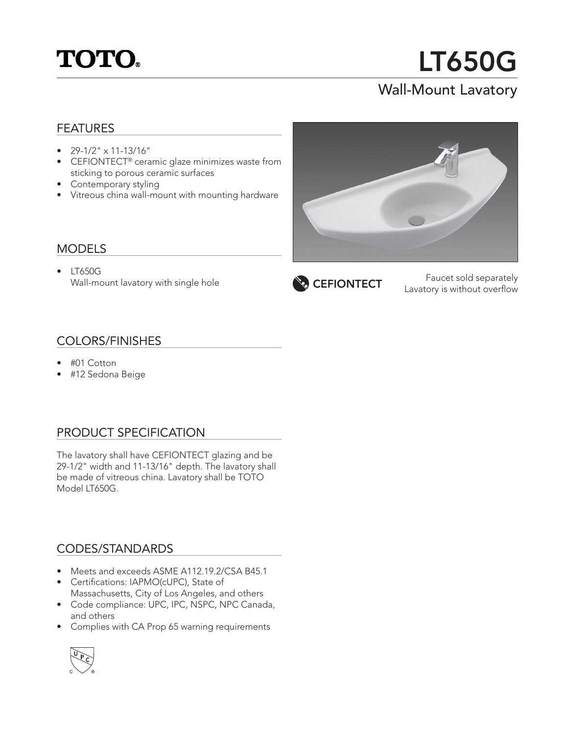# TOTO®

# LT650G

## Wall-Mount Lavatory

### FEATURES

- 29-1/2" x 11-13/16"
- CEFIONTECT® ceramic glaze minimizes waste from sticking to porous ceramic surfaces
- Contemporary styling
- Vitreous china wall-mount with mounting hardware

CEFIONTECT

Faucet sold separately
Lavatory is without overflow

### MODELS

- LT650G
  Wall-mount lavatory with single hole

### COLORS/FINISHES

- #01 Cotton
- #12 Sedona Beige

### PRODUCT SPECIFICATION

The lavatory shall have CEFIONTECT glazing and be 29-1/2" width and 11-13/16" depth. The lavatory shall be made of vitreous china. Lavatory shall be TOTO Model LT650G.

### CODES/STANDARDS

- Meets and exceeds ASME A112.19.2/CSA B45.1
- Certifications: IAPMO(cUPC), State of Massachusetts, City of Los Angeles, and others
- Code compliance: UPC, IPC, NSPC, NPC Canada, and others
- Complies with CA Prop 65 warning requirements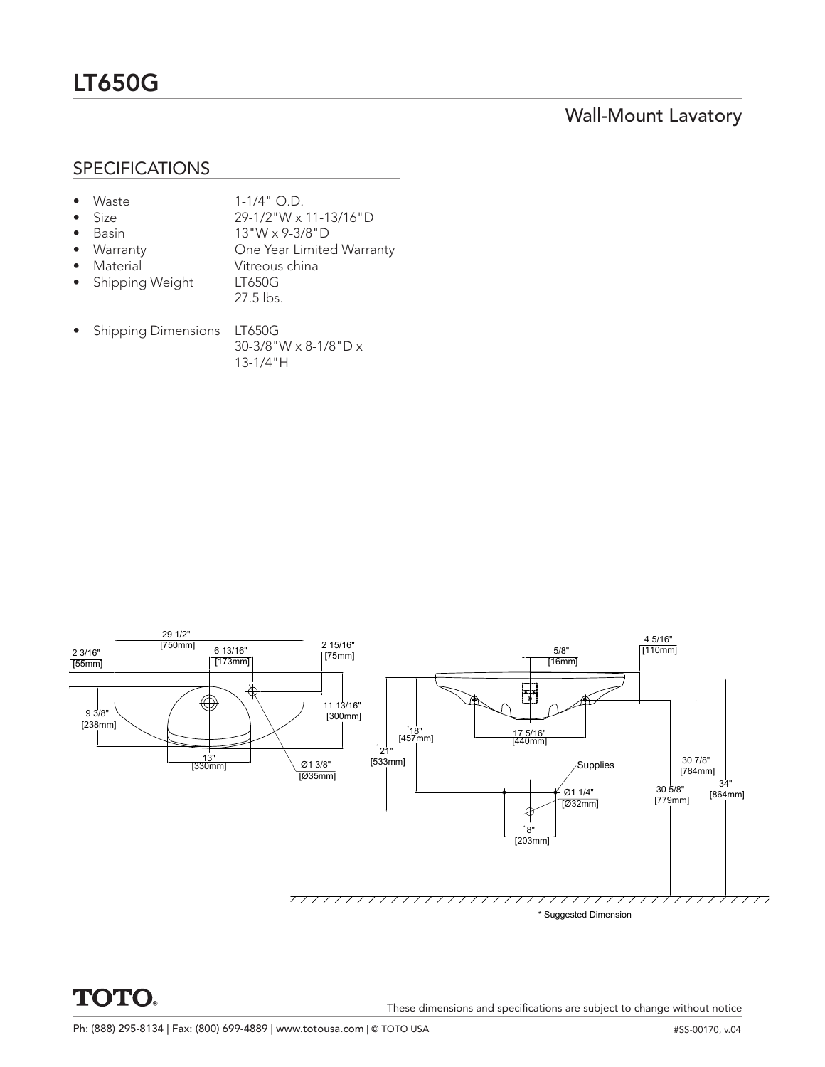# LT650G

## Wall-Mount Lavatory

## SPECIFICATIONS

- Waste: 1-1/4" O.D.
- Size: 29-1/2"W x 11-13/16"D
- Basin: 13"W x 9-3/8"D
- Warranty: One Year Limited Warranty
- Material: Vitreous china
- Shipping Weight: LT650G 27.5 lbs.
- Shipping Dimensions: LT650G 30-3/8"W x 8-1/8"D x 13-1/4"H

29 1/2"
[750mm]
2 3/16"
[55mm]
6 13/16"
[173mm]
2 15/16"
[75mm]
9 3/8"
[238mm]
11 13/16"
[300mm]
13"
[330mm]
Ø1 3/8"
[Ø35mm]

5/8"
[16mm]
4 5/16"
[110mm]
*18"
[457mm]
17 5/16"
[440mm]
*21"
[533mm]
Supplies
Ø1 1/4"
[Ø32mm]
*8"
[203mm]
30 7/8"
[784mm]
30 5/8"
[779mm]
34"
[864mm]

\* Suggested Dimension

TOTO®

These dimensions and specifications are subject to change without notice

Ph: (888) 295-8134 | Fax: (800) 699-4889 | www.totousa.com | © TOTO USA

#SS-00170, v.04